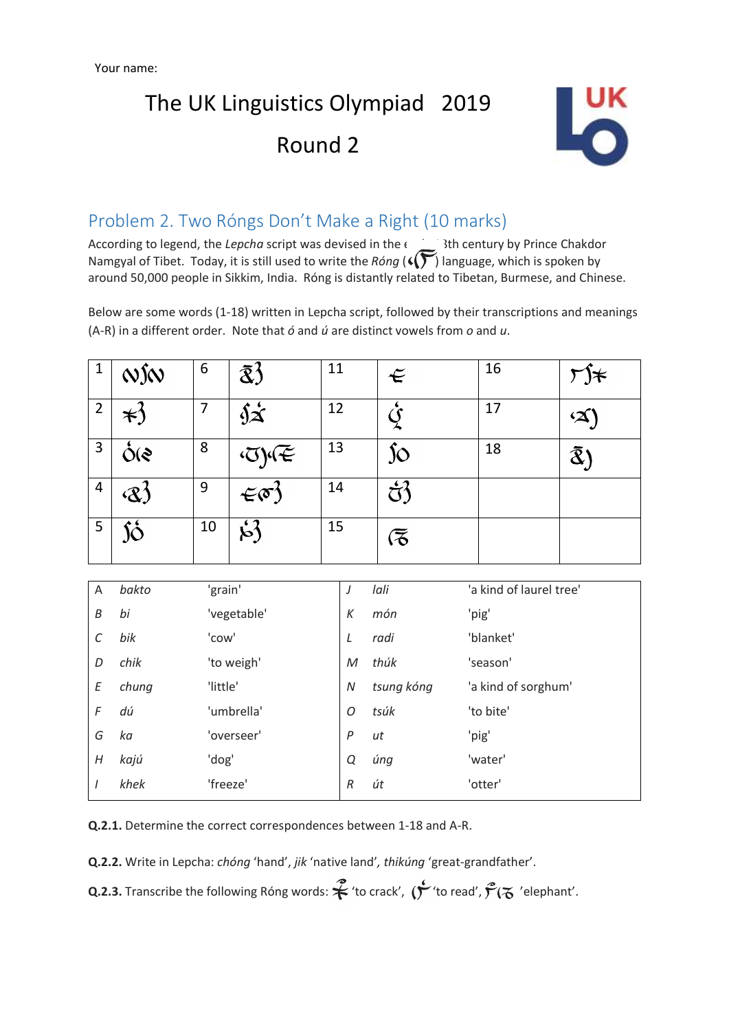Your name:

# The UK Linguistics Olympiad 2019

## Round 2

## Problem 2. Two Róngs Don't Make a Right (10 marks)

According to legend, the *Lepcha* script was devised in the early 18th century by Prince Chakdor Namgyal of Tibet. Today, it is still used to write the *Róng* ( ) language, which is spoken by around 50,000 people in Sikkim, India. Róng is distantly related to Tibetan, Burmese, and Chinese.

Below are some words (1-18) written in Lepcha script, followed by their transcriptions and meanings (A-R) in a different order. Note that *ó* and *ú* are distinct vowels from *o* and *u*.

| | | | | | | | |
|---|---|---|---|---|---|---|---|
| 1 | | 6 | | 11 | | 16 | |
| 2 | | 7 | | 12 | | 17 | |
| 3 | | 8 | | 13 | | 18 | |
| 4 | | 9 | | 14 | | | |
| 5 | | 10 | | 15 | | | |

| | | | | | |
|---|---|---|---|---|---|
| A | *bakto* | 'grain' | J | *lali* | 'a kind of laurel tree' |
| B | *bi* | 'vegetable' | K | *món* | 'pig' |
| C | *bik* | 'cow' | L | *radi* | 'blanket' |
| D | *chik* | 'to weigh' | M | *thúk* | 'season' |
| E | *chung* | 'little' | N | *tsung kóng* | 'a kind of sorghum' |
| F | *dú* | 'umbrella' | O | *tsúk* | 'to bite' |
| G | *ka* | 'overseer' | P | *ut* | 'pig' |
| H | *kajú* | 'dog' | Q | *úng* | 'water' |
| I | *khek* | 'freeze' | R | *út* | 'otter' |

**Q.2.1.** Determine the correct correspondences between 1-18 and A-R.

**Q.2.2.** Write in Lepcha: *chóng* 'hand', *jik* 'native land', *thikúng* 'great-grandfather'.

**Q.2.3.** Transcribe the following Róng words: 'to crack', 'to read', 'elephant'.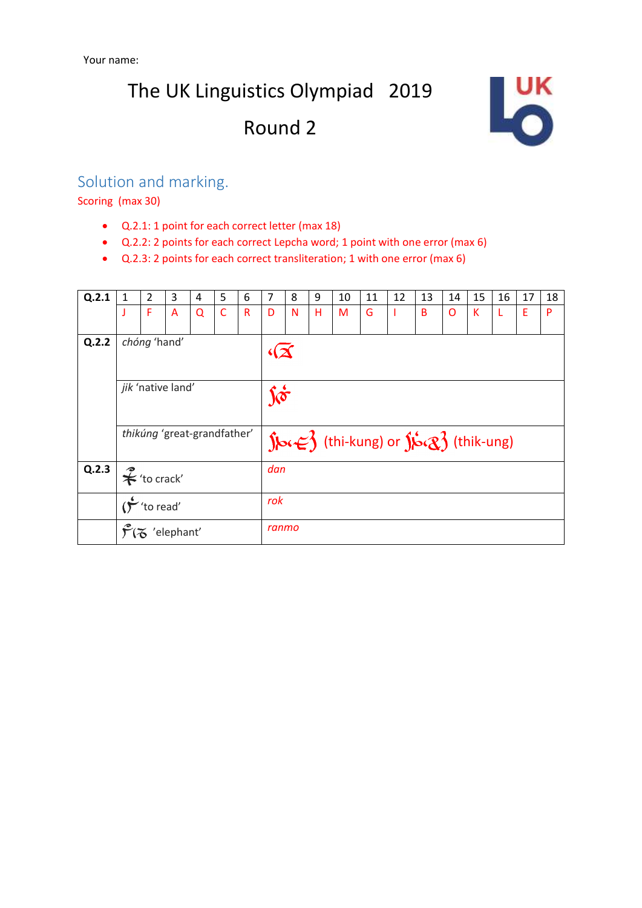Your name:

# The UK Linguistics Olympiad 2019

# Round 2

## Solution and marking.

Scoring (max 30)

- Q.2.1: 1 point for each correct letter (max 18)
- Q.2.2: 2 points for each correct Lepcha word; 1 point with one error (max 6)
- Q.2.3: 2 points for each correct transliteration; 1 with one error (max 6)

| Q.2.1 | 1 | 2 | 3 | 4 | 5 | 6 | 7 | 8 | 9 | 10 | 11 | 12 | 13 | 14 | 15 | 16 | 17 | 18 |
|---|---|---|---|---|---|---|---|---|---|---|---|---|---|---|---|---|---|---|
| | J | F | A | Q | C | R | D | N | H | M | G | I | B | O | K | L | E | P |

| | | |
|---|---|---|
| **Q.2.2** | *chóng* 'hand' | ᰇᰦᰳ |
| | *jik* 'native land' | ᰈᰤᰫ |
| | *thikúng* 'great-grandfather' | ᰒᰤᰫᰀᰪᰴ (thi-kung) or ᰒᰤᰫᰀᰪᰴ (thik-ung) |
| **Q.2.3** | ᰕᰬᰰ 'to crack' | *dan* |
| | ᰛᰨᰭ 'to read' | *rok* |
| | ᰛᰬᰶᰕᰨ 'elephant' | *ranmo* |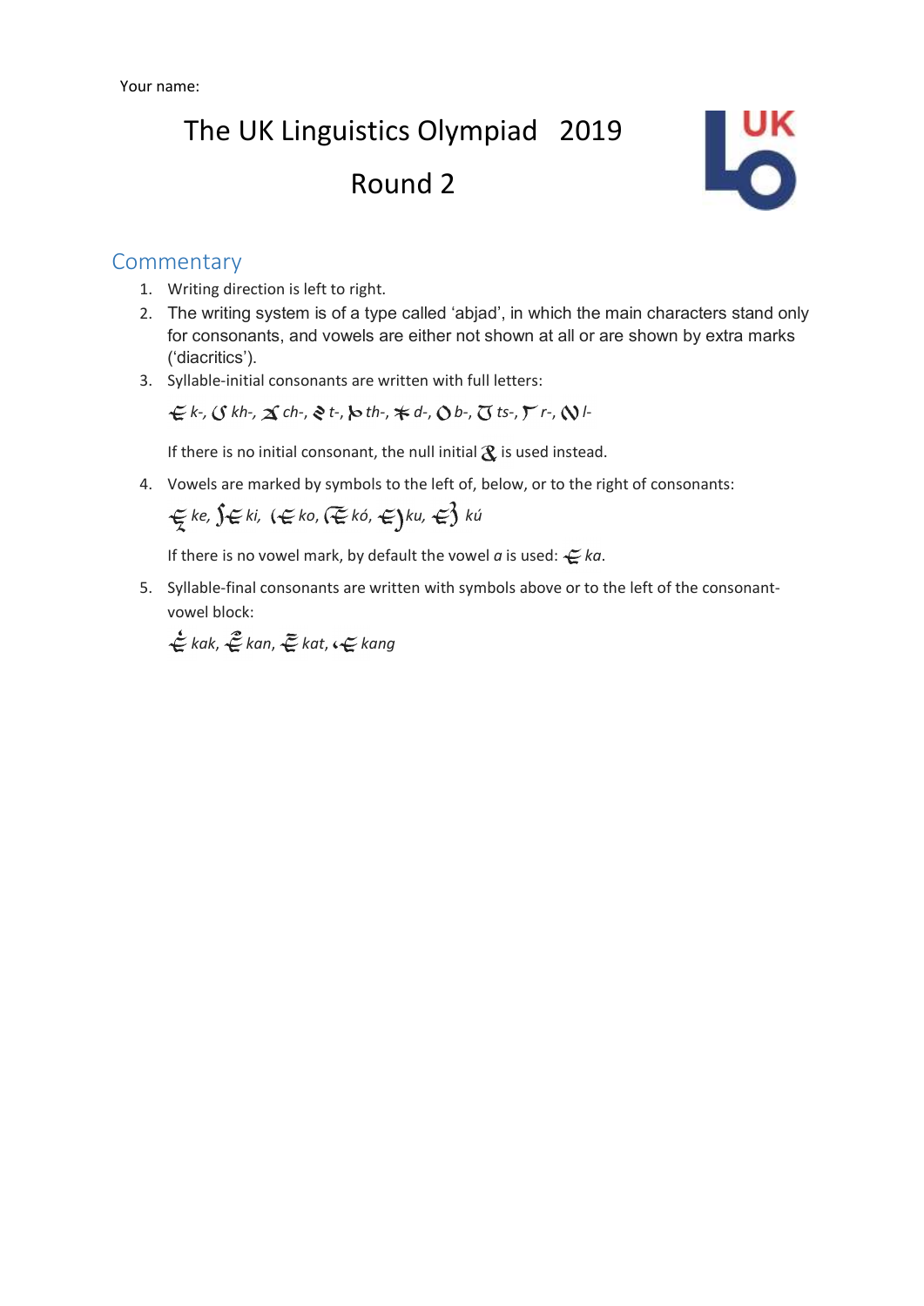Your name:

# The UK Linguistics Olympiad 2019

# Round 2

## Commentary

1. Writing direction is left to right.
2. The writing system is of a type called 'abjad', in which the main characters stand only for consonants, and vowels are either not shown at all or are shown by extra marks ('diacritics').
3. Syllable-initial consonants are written with full letters:

   *k-*, *kh-*, *ch-*, *t-*, *th-*, *d-*, *b-*, *ts-*, *r-*, *l-*

   If there is no initial consonant, the null initial is used instead.

4. Vowels are marked by symbols to the left of, below, or to the right of consonants:

   *ke*, *ki*, *ko*, *kó*, *ku*, *kú*

   If there is no vowel mark, by default the vowel *a* is used: *ka*.

5. Syllable-final consonants are written with symbols above or to the left of the consonant-vowel block:

   *kak*, *kan*, *kat*, *kang*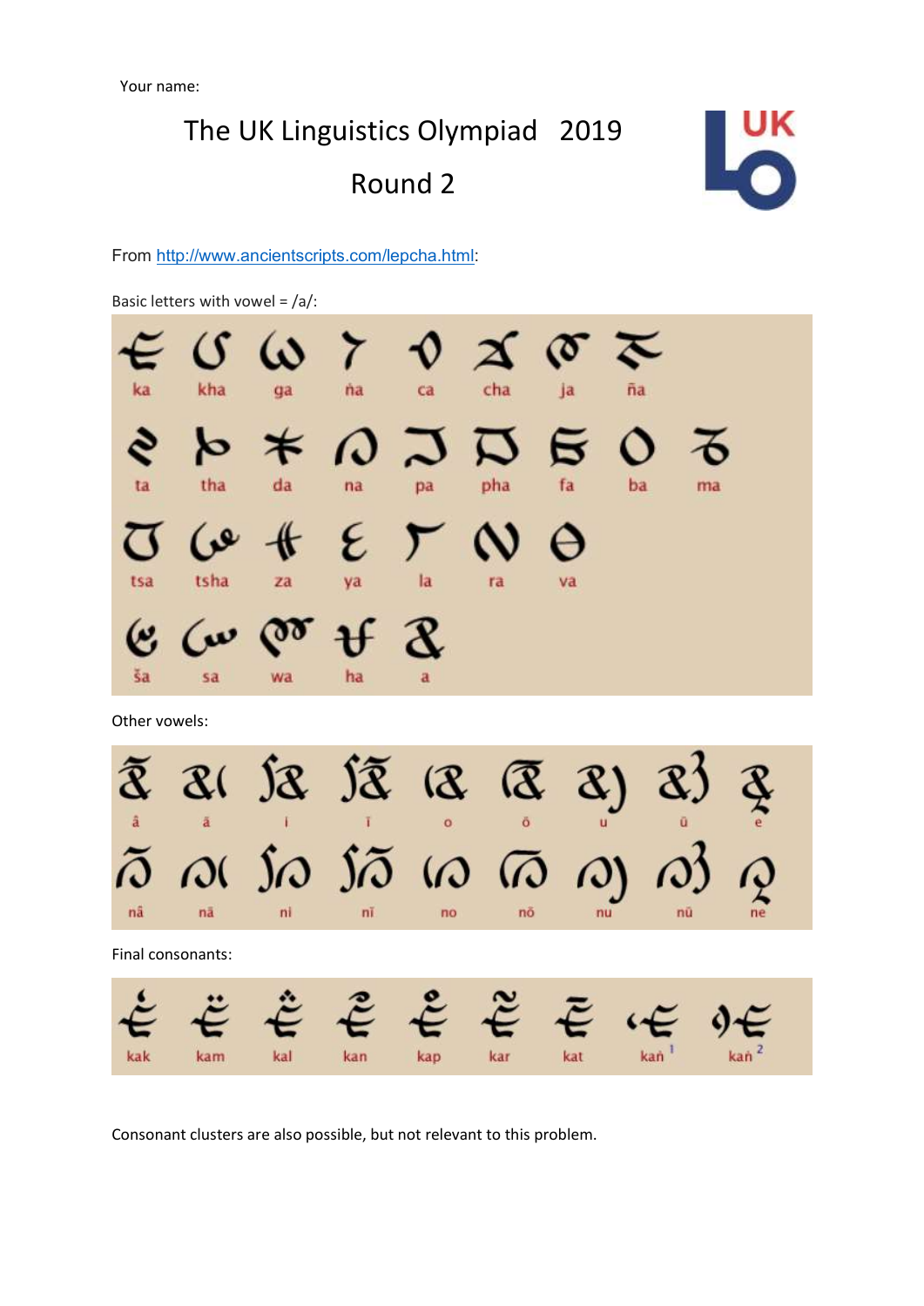Your name:

# The UK Linguistics Olympiad 2019

## Round 2

From http://www.ancientscripts.com/lepcha.html:

Basic letters with vowel = /a/:

ka kha ga ṅa ca cha ja ña

ta tha da na pa pha fa ba ma

tsa tsha za ya la ra va

ša sa wa ha a

Other vowels:

â ā i ī o ō u ū e

nâ nā ni nī no nō nu nū ne

Final consonants:

kak kam kal kan kap kar kat kaṅ [1] kaṅ [2]

Consonant clusters are also possible, but not relevant to this problem.